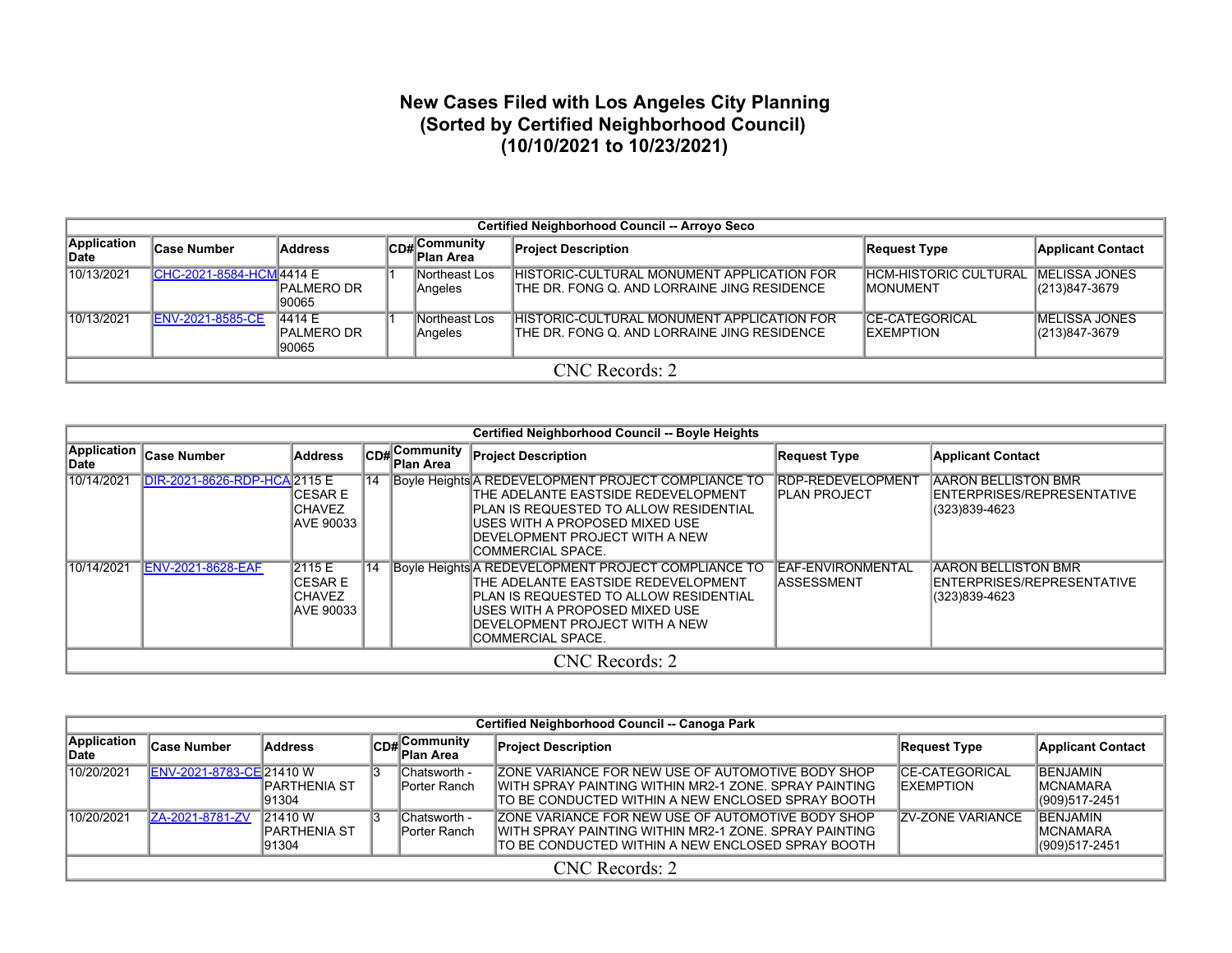# New Cases Filed with Los Angeles City Planning
## (Sorted by Certified Neighborhood Council)
## (10/10/2021 to 10/23/2021)

| Certified Neighborhood Council -- Arroyo Seco | | | | | | | |
|---|---|---|---|---|---|---|---|
| **Application Date** | **Case Number** | **Address** | **CD#** | **Community Plan Area** | **Project Description** | **Request Type** | **Applicant Contact** |
| 10/13/2021 | CHC-2021-8584-HCM | 4414 E PALMERO DR 90065 | 1 | Northeast Los Angeles | HISTORIC-CULTURAL MONUMENT APPLICATION FOR THE DR. FONG Q. AND LORRAINE JING RESIDENCE | HCM-HISTORIC CULTURAL MONUMENT | MELISSA JONES (213)847-3679 |
| 10/13/2021 | ENV-2021-8585-CE | 4414 E PALMERO DR 90065 | 1 | Northeast Los Angeles | HISTORIC-CULTURAL MONUMENT APPLICATION FOR THE DR. FONG Q. AND LORRAINE JING RESIDENCE | CE-CATEGORICAL EXEMPTION | MELISSA JONES (213)847-3679 |
| CNC Records: 2 | | | | | | | |

| Certified Neighborhood Council -- Boyle Heights | | | | | | | |
|---|---|---|---|---|---|---|---|
| **Application Date** | **Case Number** | **Address** | **CD#** | **Community Plan Area** | **Project Description** | **Request Type** | **Applicant Contact** |
| 10/14/2021 | DIR-2021-8626-RDP-HCA | 2115 E CESAR E CHAVEZ AVE 90033 | 14 | Boyle Heights | A REDEVELOPMENT PROJECT COMPLIANCE TO THE ADELANTE EASTSIDE REDEVELOPMENT PLAN IS REQUESTED TO ALLOW RESIDENTIAL USES WITH A PROPOSED MIXED USE DEVELOPMENT PROJECT WITH A NEW COMMERCIAL SPACE. | RDP-REDEVELOPMENT PLAN PROJECT | AARON BELLISTON BMR ENTERPRISES/REPRESENTATIVE (323)839-4623 |
| 10/14/2021 | ENV-2021-8628-EAF | 2115 E CESAR E CHAVEZ AVE 90033 | 14 | Boyle Heights | A REDEVELOPMENT PROJECT COMPLIANCE TO THE ADELANTE EASTSIDE REDEVELOPMENT PLAN IS REQUESTED TO ALLOW RESIDENTIAL USES WITH A PROPOSED MIXED USE DEVELOPMENT PROJECT WITH A NEW COMMERCIAL SPACE. | EAF-ENVIRONMENTAL ASSESSMENT | AARON BELLISTON BMR ENTERPRISES/REPRESENTATIVE (323)839-4623 |
| CNC Records: 2 | | | | | | | |

| Certified Neighborhood Council -- Canoga Park | | | | | | | |
|---|---|---|---|---|---|---|---|
| **Application Date** | **Case Number** | **Address** | **CD#** | **Community Plan Area** | **Project Description** | **Request Type** | **Applicant Contact** |
| 10/20/2021 | ENV-2021-8783-CE | 21410 W PARTHENIA ST 91304 | 3 | Chatsworth - Porter Ranch | ZONE VARIANCE FOR NEW USE OF AUTOMOTIVE BODY SHOP WITH SPRAY PAINTING WITHIN MR2-1 ZONE. SPRAY PAINTING TO BE CONDUCTED WITHIN A NEW ENCLOSED SPRAY BOOTH | CE-CATEGORICAL EXEMPTION | BENJAMIN MCNAMARA (909)517-2451 |
| 10/20/2021 | ZA-2021-8781-ZV | 21410 W PARTHENIA ST 91304 | 3 | Chatsworth - Porter Ranch | ZONE VARIANCE FOR NEW USE OF AUTOMOTIVE BODY SHOP WITH SPRAY PAINTING WITHIN MR2-1 ZONE. SPRAY PAINTING TO BE CONDUCTED WITHIN A NEW ENCLOSED SPRAY BOOTH | ZV-ZONE VARIANCE | BENJAMIN MCNAMARA (909)517-2451 |
| CNC Records: 2 | | | | | | | |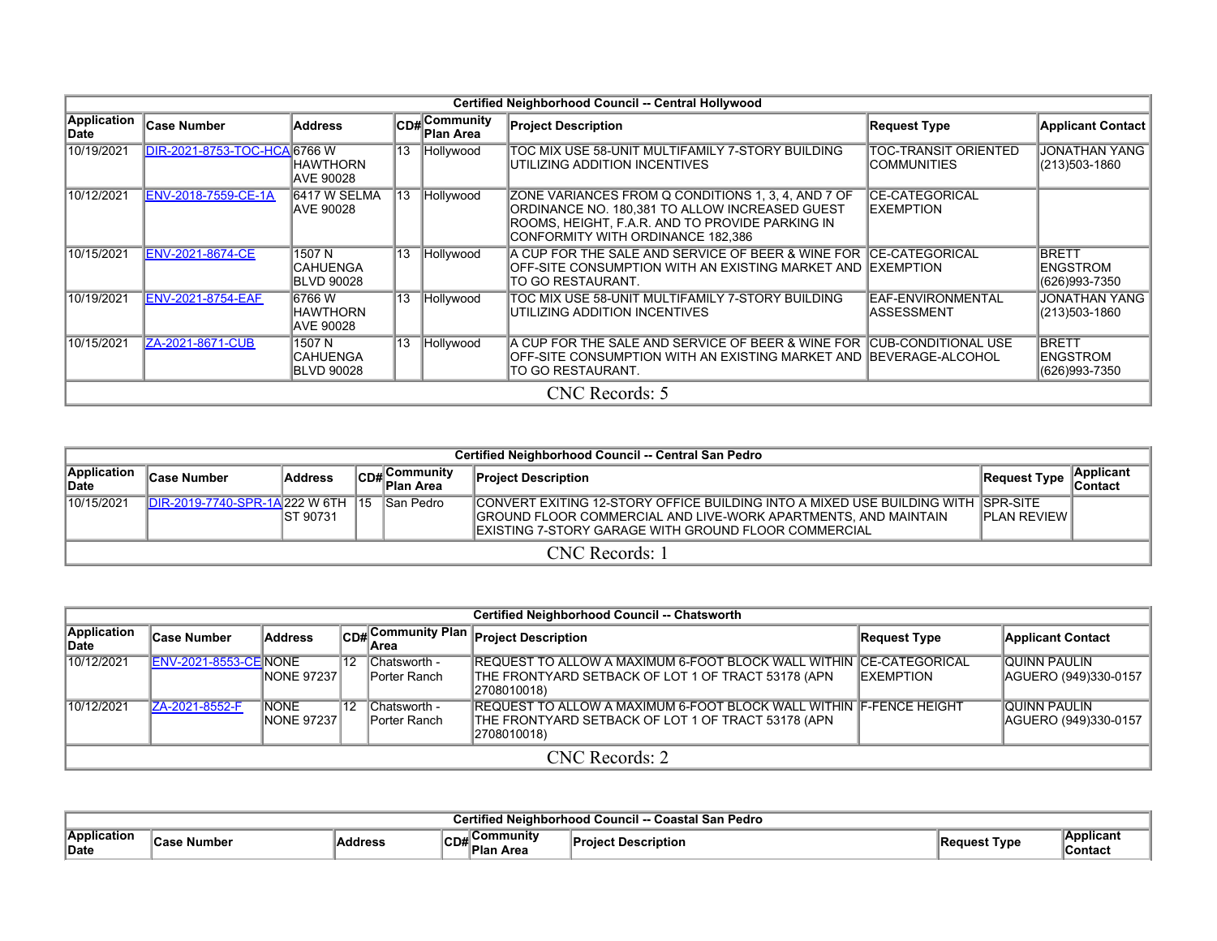| Certified Neighborhood Council -- Central Hollywood | | | | | | | |
|---|---|---|---|---|---|---|---|
| Application Date | Case Number | Address | CD# | Community Plan Area | Project Description | Request Type | Applicant Contact |
| 10/19/2021 | DIR-2021-8753-TOC-HCA | 6766 W HAWTHORN AVE 90028 | 13 | Hollywood | TOC MIX USE 58-UNIT MULTIFAMILY 7-STORY BUILDING UTILIZING ADDITION INCENTIVES | TOC-TRANSIT ORIENTED COMMUNITIES | JONATHAN YANG (213)503-1860 |
| 10/12/2021 | ENV-2018-7559-CE-1A | 6417 W SELMA AVE 90028 | 13 | Hollywood | ZONE VARIANCES FROM Q CONDITIONS 1, 3, 4, AND 7 OF ORDINANCE NO. 180,381 TO ALLOW INCREASED GUEST ROOMS, HEIGHT, F.A.R. AND TO PROVIDE PARKING IN CONFORMITY WITH ORDINANCE 182,386 | CE-CATEGORICAL EXEMPTION | |
| 10/15/2021 | ENV-2021-8674-CE | 1507 N CAHUENGA BLVD 90028 | 13 | Hollywood | A CUP FOR THE SALE AND SERVICE OF BEER & WINE FOR OFF-SITE CONSUMPTION WITH AN EXISTING MARKET AND TO GO RESTAURANT. | CE-CATEGORICAL EXEMPTION | BRETT ENGSTROM (626)993-7350 |
| 10/19/2021 | ENV-2021-8754-EAF | 6766 W HAWTHORN AVE 90028 | 13 | Hollywood | TOC MIX USE 58-UNIT MULTIFAMILY 7-STORY BUILDING UTILIZING ADDITION INCENTIVES | EAF-ENVIRONMENTAL ASSESSMENT | JONATHAN YANG (213)503-1860 |
| 10/15/2021 | ZA-2021-8671-CUB | 1507 N CAHUENGA BLVD 90028 | 13 | Hollywood | A CUP FOR THE SALE AND SERVICE OF BEER & WINE FOR OFF-SITE CONSUMPTION WITH AN EXISTING MARKET AND TO GO RESTAURANT. | CUB-CONDITIONAL USE BEVERAGE-ALCOHOL | BRETT ENGSTROM (626)993-7350 |
| CNC Records: 5 | | | | | | | |

| Certified Neighborhood Council -- Central San Pedro | | | | | | | |
|---|---|---|---|---|---|---|---|
| Application Date | Case Number | Address | CD# | Community Plan Area | Project Description | Request Type | Applicant Contact |
| 10/15/2021 | DIR-2019-7740-SPR-1A | 222 W 6TH ST 90731 | 15 | San Pedro | CONVERT EXITING 12-STORY OFFICE BUILDING INTO A MIXED USE BUILDING WITH GROUND FLOOR COMMERCIAL AND LIVE-WORK APARTMENTS, AND MAINTAIN EXISTING 7-STORY GARAGE WITH GROUND FLOOR COMMERCIAL | SPR-SITE PLAN REVIEW | |
| CNC Records: 1 | | | | | | | |

| Certified Neighborhood Council -- Chatsworth | | | | | | | |
|---|---|---|---|---|---|---|---|
| Application Date | Case Number | Address | CD# | Community Plan Area | Project Description | Request Type | Applicant Contact |
| 10/12/2021 | ENV-2021-8553-CE | NONE NONE 97237 | 12 | Chatsworth - Porter Ranch | REQUEST TO ALLOW A MAXIMUM 6-FOOT BLOCK WALL WITHIN THE FRONTYARD SETBACK OF LOT 1 OF TRACT 53178 (APN 2708010018) | CE-CATEGORICAL EXEMPTION | QUINN PAULIN AGUERO (949)330-0157 |
| 10/12/2021 | ZA-2021-8552-F | NONE NONE 97237 | 12 | Chatsworth - Porter Ranch | REQUEST TO ALLOW A MAXIMUM 6-FOOT BLOCK WALL WITHIN THE FRONTYARD SETBACK OF LOT 1 OF TRACT 53178 (APN 2708010018) | F-FENCE HEIGHT | QUINN PAULIN AGUERO (949)330-0157 |
| CNC Records: 2 | | | | | | | |

| Certified Neighborhood Council -- Coastal San Pedro | | | | | | | |
|---|---|---|---|---|---|---|---|
| Application Date | Case Number | Address | CD# | Community Plan Area | Project Description | Request Type | Applicant Contact |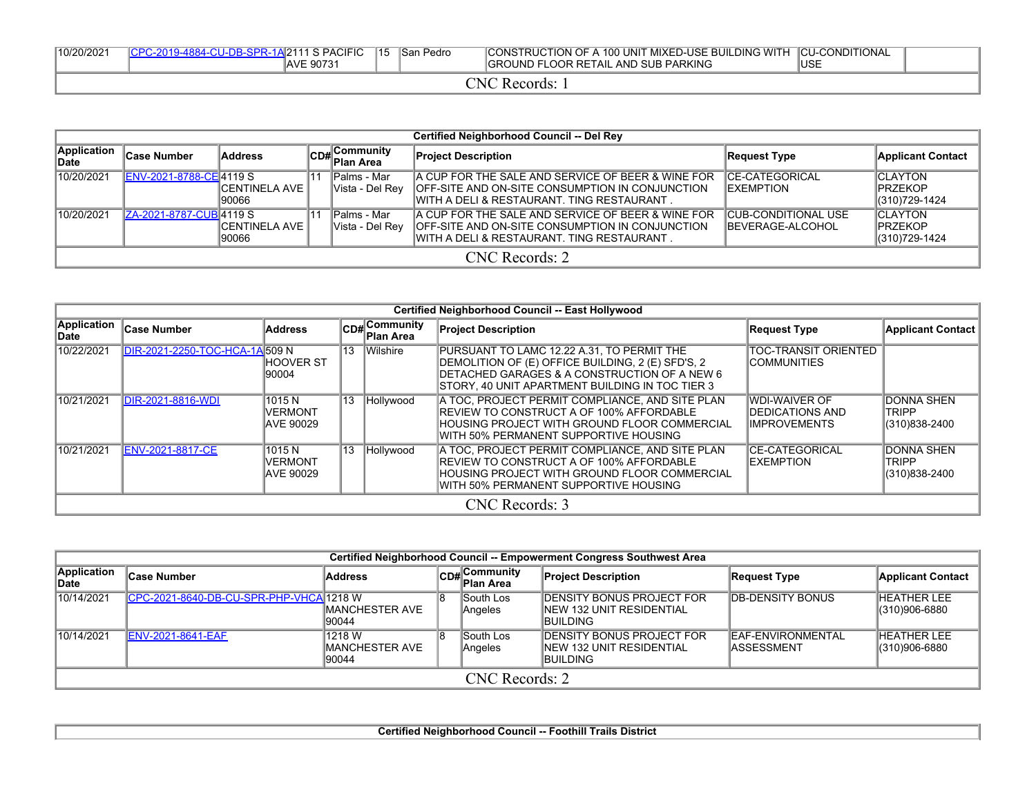| 10/20/2021 | CPC-2019-4884-CU-DB-SPR-1A | 2111 S PACIFIC AVE 90731 | 15 | San Pedro | CONSTRUCTION OF A 100 UNIT MIXED-USE BUILDING WITH GROUND FLOOR RETAIL AND SUB PARKING | CU-CONDITIONAL USE | |
|---|---|---|---|---|---|---|---|
| CNC Records: 1 | | | | | | | |

| Certified Neighborhood Council -- Del Rey | | | | | | | |
|---|---|---|---|---|---|---|---|
| **Application Date** | **Case Number** | **Address** | **CD#** | **Community Plan Area** | **Project Description** | **Request Type** | **Applicant Contact** |
| 10/20/2021 | ENV-2021-8788-CE | 4119 S CENTINELA AVE 90066 | 11 | Palms - Mar Vista - Del Rey | A CUP FOR THE SALE AND SERVICE OF BEER & WINE FOR OFF-SITE AND ON-SITE CONSUMPTION IN CONJUNCTION WITH A DELI & RESTAURANT. TING RESTAURANT . | CE-CATEGORICAL EXEMPTION | CLAYTON PRZEKOP (310)729-1424 |
| 10/20/2021 | ZA-2021-8787-CUB | 4119 S CENTINELA AVE 90066 | 11 | Palms - Mar Vista - Del Rey | A CUP FOR THE SALE AND SERVICE OF BEER & WINE FOR OFF-SITE AND ON-SITE CONSUMPTION IN CONJUNCTION WITH A DELI & RESTAURANT. TING RESTAURANT . | CUB-CONDITIONAL USE BEVERAGE-ALCOHOL | CLAYTON PRZEKOP (310)729-1424 |
| CNC Records: 2 | | | | | | | |

| Certified Neighborhood Council -- East Hollywood | | | | | | | |
|---|---|---|---|---|---|---|---|
| **Application Date** | **Case Number** | **Address** | **CD#** | **Community Plan Area** | **Project Description** | **Request Type** | **Applicant Contact** |
| 10/22/2021 | DIR-2021-2250-TOC-HCA-1A | 509 N HOOVER ST 90004 | 13 | Wilshire | PURSUANT TO LAMC 12.22 A.31, TO PERMIT THE DEMOLITION OF (E) OFFICE BUILDING, 2 (E) SFD'S, 2 DETACHED GARAGES & A CONSTRUCTION OF A NEW 6 STORY, 40 UNIT APARTMENT BUILDING IN TOC TIER 3 | TOC-TRANSIT ORIENTED COMMUNITIES | |
| 10/21/2021 | DIR-2021-8816-WDI | 1015 N VERMONT AVE 90029 | 13 | Hollywood | A TOC, PROJECT PERMIT COMPLIANCE, AND SITE PLAN REVIEW TO CONSTRUCT A OF 100% AFFORDABLE HOUSING PROJECT WITH GROUND FLOOR COMMERCIAL WITH 50% PERMANENT SUPPORTIVE HOUSING | WDI-WAIVER OF DEDICATIONS AND IMPROVEMENTS | DONNA SHEN TRIPP (310)838-2400 |
| 10/21/2021 | ENV-2021-8817-CE | 1015 N VERMONT AVE 90029 | 13 | Hollywood | A TOC, PROJECT PERMIT COMPLIANCE, AND SITE PLAN REVIEW TO CONSTRUCT A OF 100% AFFORDABLE HOUSING PROJECT WITH GROUND FLOOR COMMERCIAL WITH 50% PERMANENT SUPPORTIVE HOUSING | CE-CATEGORICAL EXEMPTION | DONNA SHEN TRIPP (310)838-2400 |
| CNC Records: 3 | | | | | | | |

| Certified Neighborhood Council -- Empowerment Congress Southwest Area | | | | | | | |
|---|---|---|---|---|---|---|---|
| **Application Date** | **Case Number** | **Address** | **CD#** | **Community Plan Area** | **Project Description** | **Request Type** | **Applicant Contact** |
| 10/14/2021 | CPC-2021-8640-DB-CU-SPR-PHP-VHCA | 1218 W MANCHESTER AVE 90044 | 8 | South Los Angeles | DENSITY BONUS PROJECT FOR NEW 132 UNIT RESIDENTIAL BUILDING | DB-DENSITY BONUS | HEATHER LEE (310)906-6880 |
| 10/14/2021 | ENV-2021-8641-EAF | 1218 W MANCHESTER AVE 90044 | 8 | South Los Angeles | DENSITY BONUS PROJECT FOR NEW 132 UNIT RESIDENTIAL BUILDING | EAF-ENVIRONMENTAL ASSESSMENT | HEATHER LEE (310)906-6880 |
| CNC Records: 2 | | | | | | | |

| Certified Neighborhood Council -- Foothill Trails District |
|---|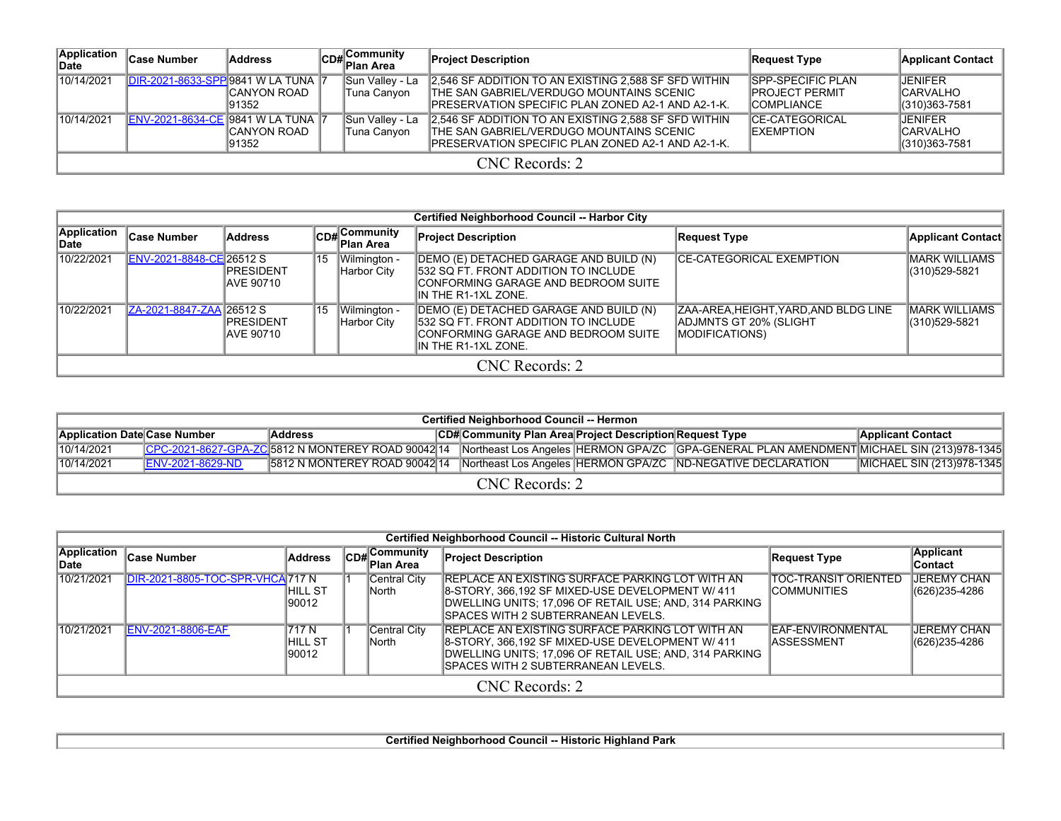| Application Date | Case Number | Address | CD# | Community Plan Area | Project Description | Request Type | Applicant Contact |
|---|---|---|---|---|---|---|---|
| 10/14/2021 | DIR-2021-8633-SPP | 9841 W LA TUNA CANYON ROAD 91352 | 7 | Sun Valley - La Tuna Canyon | 2,546 SF ADDITION TO AN EXISTING 2,588 SF SFD WITHIN THE SAN GABRIEL/VERDUGO MOUNTAINS SCENIC PRESERVATION SPECIFIC PLAN ZONED A2-1 AND A2-1-K. | SPP-SPECIFIC PLAN PROJECT PERMIT COMPLIANCE | JENIFER CARVALHO (310)363-7581 |
| 10/14/2021 | ENV-2021-8634-CE | 9841 W LA TUNA CANYON ROAD 91352 | 7 | Sun Valley - La Tuna Canyon | 2,546 SF ADDITION TO AN EXISTING 2,588 SF SFD WITHIN THE SAN GABRIEL/VERDUGO MOUNTAINS SCENIC PRESERVATION SPECIFIC PLAN ZONED A2-1 AND A2-1-K. | CE-CATEGORICAL EXEMPTION | JENIFER CARVALHO (310)363-7581 |
| CNC Records: 2 | | | | | | | |

**Certified Neighborhood Council -- Harbor City**

| Application Date | Case Number | Address | CD# | Community Plan Area | Project Description | Request Type | Applicant Contact |
|---|---|---|---|---|---|---|---|
| 10/22/2021 | ENV-2021-8848-CE | 26512 S PRESIDENT AVE 90710 | 15 | Wilmington - Harbor City | DEMO (E) DETACHED GARAGE AND BUILD (N) 532 SQ FT. FRONT ADDITION TO INCLUDE CONFORMING GARAGE AND BEDROOM SUITE IN THE R1-1XL ZONE. | CE-CATEGORICAL EXEMPTION | MARK WILLIAMS (310)529-5821 |
| 10/22/2021 | ZA-2021-8847-ZAA | 26512 S PRESIDENT AVE 90710 | 15 | Wilmington - Harbor City | DEMO (E) DETACHED GARAGE AND BUILD (N) 532 SQ FT. FRONT ADDITION TO INCLUDE CONFORMING GARAGE AND BEDROOM SUITE IN THE R1-1XL ZONE. | ZAA-AREA,HEIGHT,YARD,AND BLDG LINE ADJMNTS GT 20% (SLIGHT MODIFICATIONS) | MARK WILLIAMS (310)529-5821 |
| CNC Records: 2 | | | | | | | |

**Certified Neighborhood Council -- Hermon**

| Application Date | Case Number | Address | CD# | Community Plan Area | Project Description | Request Type | Applicant Contact |
|---|---|---|---|---|---|---|---|
| 10/14/2021 | CPC-2021-8627-GPA-ZC | 5812 N MONTEREY ROAD 90042 | 14 | Northeast Los Angeles | HERMON GPA/ZC | GPA-GENERAL PLAN AMENDMENT | MICHAEL SIN (213)978-1345 |
| 10/14/2021 | ENV-2021-8629-ND | 5812 N MONTEREY ROAD 90042 | 14 | Northeast Los Angeles | HERMON GPA/ZC | ND-NEGATIVE DECLARATION | MICHAEL SIN (213)978-1345 |
| CNC Records: 2 | | | | | | | |

**Certified Neighborhood Council -- Historic Cultural North**

| Application Date | Case Number | Address | CD# | Community Plan Area | Project Description | Request Type | Applicant Contact |
|---|---|---|---|---|---|---|---|
| 10/21/2021 | DIR-2021-8805-TOC-SPR-VHCA | 717 N HILL ST 90012 | 1 | Central City North | REPLACE AN EXISTING SURFACE PARKING LOT WITH AN 8-STORY, 366,192 SF MIXED-USE DEVELOPMENT W/ 411 DWELLING UNITS; 17,096 OF RETAIL USE; AND, 314 PARKING SPACES WITH 2 SUBTERRANEAN LEVELS. | TOC-TRANSIT ORIENTED COMMUNITIES | JEREMY CHAN (626)235-4286 |
| 10/21/2021 | ENV-2021-8806-EAF | 717 N HILL ST 90012 | 1 | Central City North | REPLACE AN EXISTING SURFACE PARKING LOT WITH AN 8-STORY, 366,192 SF MIXED-USE DEVELOPMENT W/ 411 DWELLING UNITS; 17,096 OF RETAIL USE; AND, 314 PARKING SPACES WITH 2 SUBTERRANEAN LEVELS. | EAF-ENVIRONMENTAL ASSESSMENT | JEREMY CHAN (626)235-4286 |
| CNC Records: 2 | | | | | | | |

**Certified Neighborhood Council -- Historic Highland Park**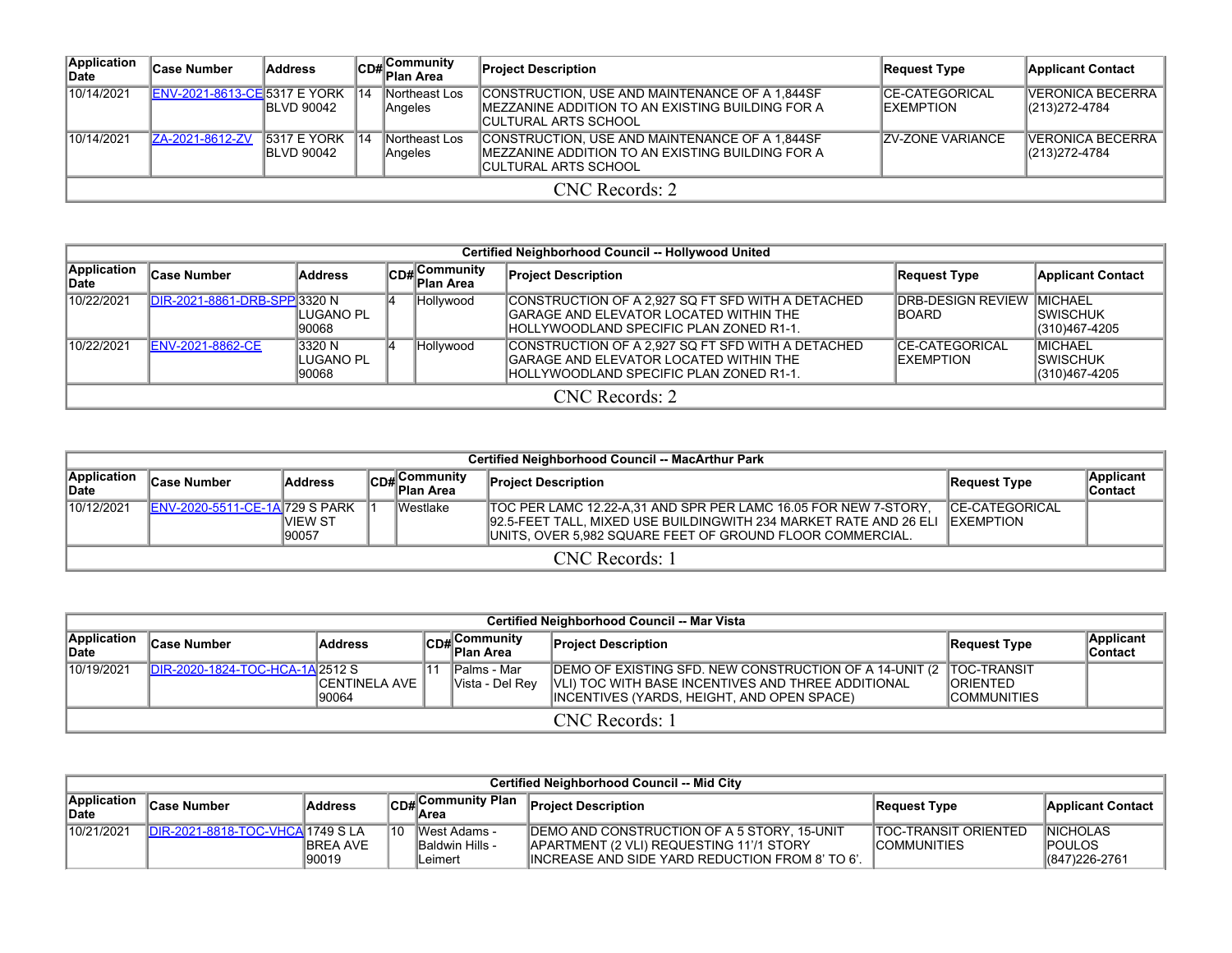| Application Date | Case Number | Address | CD# | Community Plan Area | Project Description | Request Type | Applicant Contact |
|---|---|---|---|---|---|---|---|
| 10/14/2021 | ENV-2021-8613-CE | 5317 E YORK BLVD 90042 | 14 | Northeast Los Angeles | CONSTRUCTION, USE AND MAINTENANCE OF A 1,844SF MEZZANINE ADDITION TO AN EXISTING BUILDING FOR A CULTURAL ARTS SCHOOL | CE-CATEGORICAL EXEMPTION | VERONICA BECERRA (213)272-4784 |
| 10/14/2021 | ZA-2021-8612-ZV | 5317 E YORK BLVD 90042 | 14 | Northeast Los Angeles | CONSTRUCTION, USE AND MAINTENANCE OF A 1,844SF MEZZANINE ADDITION TO AN EXISTING BUILDING FOR A CULTURAL ARTS SCHOOL | ZV-ZONE VARIANCE | VERONICA BECERRA (213)272-4784 |
| CNC Records: 2 | | | | | | | |

| Certified Neighborhood Council -- Hollywood United | | | | | | | |
|---|---|---|---|---|---|---|---|
| **Application Date** | **Case Number** | **Address** | **CD#** | **Community Plan Area** | **Project Description** | **Request Type** | **Applicant Contact** |
| 10/22/2021 | DIR-2021-8861-DRB-SPP | 3320 N LUGANO PL 90068 | 4 | Hollywood | CONSTRUCTION OF A 2,927 SQ FT SFD WITH A DETACHED GARAGE AND ELEVATOR LOCATED WITHIN THE HOLLYWOODLAND SPECIFIC PLAN ZONED R1-1. | DRB-DESIGN REVIEW BOARD | MICHAEL SWISCHUK (310)467-4205 |
| 10/22/2021 | ENV-2021-8862-CE | 3320 N LUGANO PL 90068 | 4 | Hollywood | CONSTRUCTION OF A 2,927 SQ FT SFD WITH A DETACHED GARAGE AND ELEVATOR LOCATED WITHIN THE HOLLYWOODLAND SPECIFIC PLAN ZONED R1-1. | CE-CATEGORICAL EXEMPTION | MICHAEL SWISCHUK (310)467-4205 |
| CNC Records: 2 | | | | | | | |

| Certified Neighborhood Council -- MacArthur Park | | | | | | | |
|---|---|---|---|---|---|---|---|
| **Application Date** | **Case Number** | **Address** | **CD#** | **Community Plan Area** | **Project Description** | **Request Type** | **Applicant Contact** |
| 10/12/2021 | ENV-2020-5511-CE-1A | 729 S PARK VIEW ST 90057 | 1 | Westlake | TOC PER LAMC 12.22-A,31 AND SPR PER LAMC 16.05 FOR NEW 7-STORY, 92.5-FEET TALL, MIXED USE BUILDINGWITH 234 MARKET RATE AND 26 ELI UNITS, OVER 5,982 SQUARE FEET OF GROUND FLOOR COMMERCIAL. | CE-CATEGORICAL EXEMPTION | |
| CNC Records: 1 | | | | | | | |

| Certified Neighborhood Council -- Mar Vista | | | | | | | |
|---|---|---|---|---|---|---|---|
| **Application Date** | **Case Number** | **Address** | **CD#** | **Community Plan Area** | **Project Description** | **Request Type** | **Applicant Contact** |
| 10/19/2021 | DIR-2020-1824-TOC-HCA-1A | 2512 S CENTINELA AVE 90064 | 11 | Palms - Mar Vista - Del Rey | DEMO OF EXISTING SFD. NEW CONSTRUCTION OF A 14-UNIT (2 VLI) TOC WITH BASE INCENTIVES AND THREE ADDITIONAL INCENTIVES (YARDS, HEIGHT, AND OPEN SPACE) | TOC-TRANSIT ORIENTED COMMUNITIES | |
| CNC Records: 1 | | | | | | | |

| Certified Neighborhood Council -- Mid City | | | | | | | |
|---|---|---|---|---|---|---|---|
| **Application Date** | **Case Number** | **Address** | **CD#** | **Community Plan Area** | **Project Description** | **Request Type** | **Applicant Contact** |
| 10/21/2021 | DIR-2021-8818-TOC-VHCA | 1749 S LA BREA AVE 90019 | 10 | West Adams - Baldwin Hills - Leimert | DEMO AND CONSTRUCTION OF A 5 STORY, 15-UNIT APARTMENT (2 VLI) REQUESTING 11'/1 STORY INCREASE AND SIDE YARD REDUCTION FROM 8' TO 6'. | TOC-TRANSIT ORIENTED COMMUNITIES | NICHOLAS POULOS (847)226-2761 |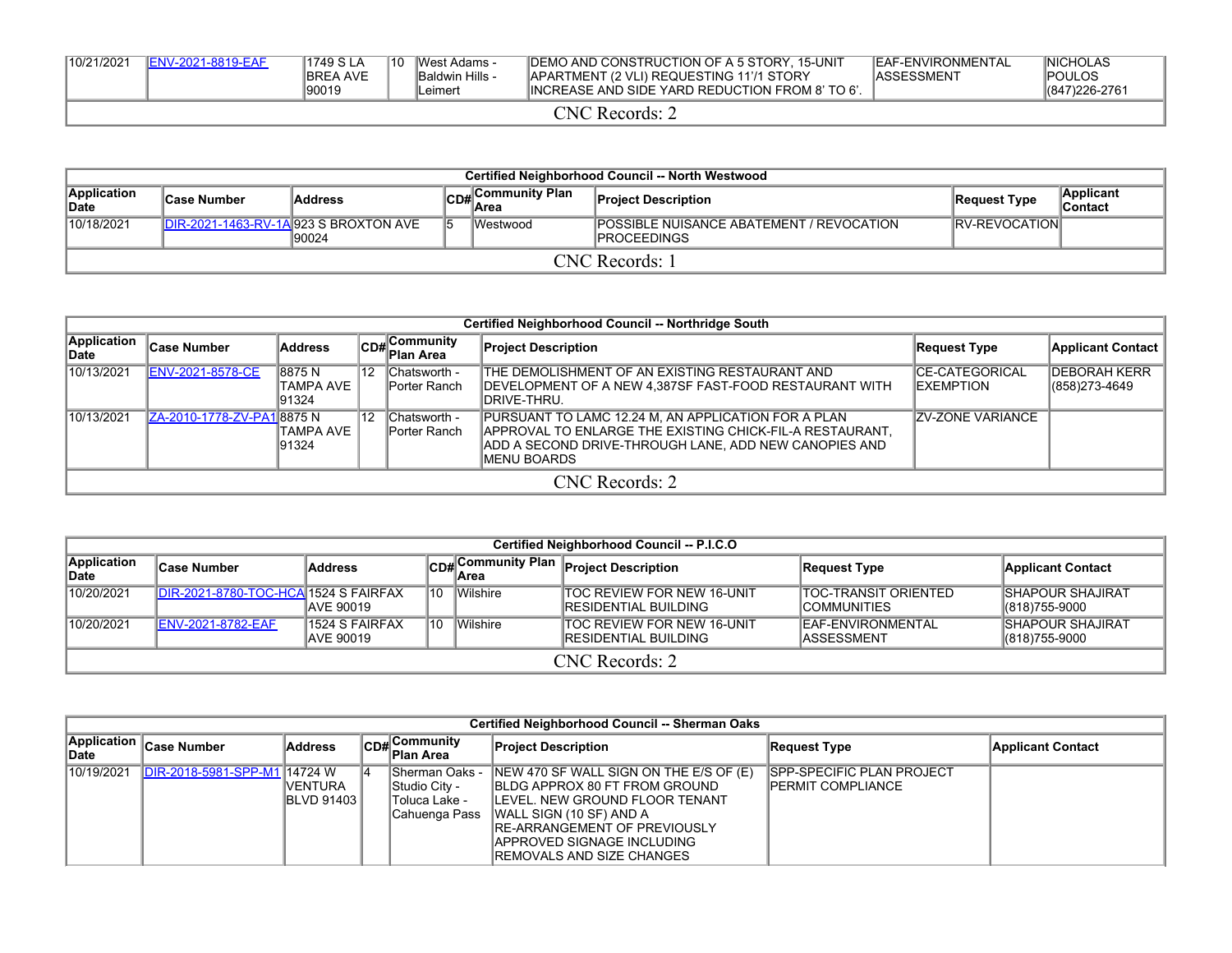| 10/21/2021 | ENV-2021-8819-EAF | 1749 S LA BREA AVE 90019 | 10 | West Adams - Baldwin Hills - Leimert | DEMO AND CONSTRUCTION OF A 5 STORY, 15-UNIT APARTMENT (2 VLI) REQUESTING 11'/1 STORY INCREASE AND SIDE YARD REDUCTION FROM 8' TO 6'. | EAF-ENVIRONMENTAL ASSESSMENT | NICHOLAS POULOS (847)226-2761 |
|---|---|---|---|---|---|---|---|
| CNC Records: 2 | | | | | | | |

| Certified Neighborhood Council -- North Westwood | | | | | | | |
|---|---|---|---|---|---|---|---|
| **Application Date** | **Case Number** | **Address** | **CD#** | **Community Plan Area** | **Project Description** | **Request Type** | **Applicant Contact** |
| 10/18/2021 | DIR-2021-1463-RV-1A | 923 S BROXTON AVE 90024 | 5 | Westwood | POSSIBLE NUISANCE ABATEMENT / REVOCATION PROCEEDINGS | RV-REVOCATION | |
| CNC Records: 1 | | | | | | | |

| Certified Neighborhood Council -- Northridge South | | | | | | | |
|---|---|---|---|---|---|---|---|
| **Application Date** | **Case Number** | **Address** | **CD#** | **Community Plan Area** | **Project Description** | **Request Type** | **Applicant Contact** |
| 10/13/2021 | ENV-2021-8578-CE | 8875 N TAMPA AVE 91324 | 12 | Chatsworth - Porter Ranch | THE DEMOLISHMENT OF AN EXISTING RESTAURANT AND DEVELOPMENT OF A NEW 4,387SF FAST-FOOD RESTAURANT WITH DRIVE-THRU. | CE-CATEGORICAL EXEMPTION | DEBORAH KERR (858)273-4649 |
| 10/13/2021 | ZA-2010-1778-ZV-PA1 | 8875 N TAMPA AVE 91324 | 12 | Chatsworth - Porter Ranch | PURSUANT TO LAMC 12.24 M, AN APPLICATION FOR A PLAN APPROVAL TO ENLARGE THE EXISTING CHICK-FIL-A RESTAURANT, ADD A SECOND DRIVE-THROUGH LANE, ADD NEW CANOPIES AND MENU BOARDS | ZV-ZONE VARIANCE | |
| CNC Records: 2 | | | | | | | |

| Certified Neighborhood Council -- P.I.C.O | | | | | | | |
|---|---|---|---|---|---|---|---|
| **Application Date** | **Case Number** | **Address** | **CD#** | **Community Plan Area** | **Project Description** | **Request Type** | **Applicant Contact** |
| 10/20/2021 | DIR-2021-8780-TOC-HCA | 1524 S FAIRFAX AVE 90019 | 10 | Wilshire | TOC REVIEW FOR NEW 16-UNIT RESIDENTIAL BUILDING | TOC-TRANSIT ORIENTED COMMUNITIES | SHAPOUR SHAJIRAT (818)755-9000 |
| 10/20/2021 | ENV-2021-8782-EAF | 1524 S FAIRFAX AVE 90019 | 10 | Wilshire | TOC REVIEW FOR NEW 16-UNIT RESIDENTIAL BUILDING | EAF-ENVIRONMENTAL ASSESSMENT | SHAPOUR SHAJIRAT (818)755-9000 |
| CNC Records: 2 | | | | | | | |

| Certified Neighborhood Council -- Sherman Oaks | | | | | | | |
|---|---|---|---|---|---|---|---|
| **Application Date** | **Case Number** | **Address** | **CD#** | **Community Plan Area** | **Project Description** | **Request Type** | **Applicant Contact** |
| 10/19/2021 | DIR-2018-5981-SPP-M1 | 14724 W VENTURA BLVD 91403 | 4 | Sherman Oaks - Studio City - Toluca Lake - Cahuenga Pass | NEW 470 SF WALL SIGN ON THE E/S OF (E) BLDG APPROX 80 FT FROM GROUND LEVEL. NEW GROUND FLOOR TENANT WALL SIGN (10 SF) AND A RE-ARRANGEMENT OF PREVIOUSLY APPROVED SIGNAGE INCLUDING REMOVALS AND SIZE CHANGES | SPP-SPECIFIC PLAN PROJECT PERMIT COMPLIANCE | |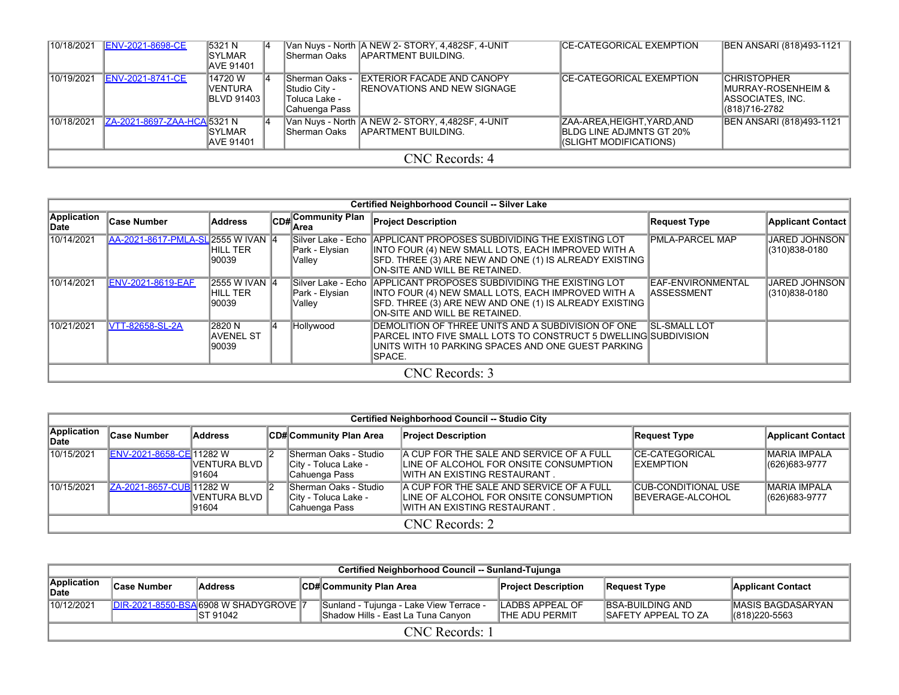| Application Date | Case Number | Address | CD# | Community Plan Area | Project Description | Request Type | Applicant Contact |
| --- | --- | --- | --- | --- | --- | --- | --- |
| 10/18/2021 | ENV-2021-8698-CE | 5321 N SYLMAR AVE 91401 | 4 | Van Nuys - North Sherman Oaks | A NEW 2- STORY, 4,482SF, 4-UNIT APARTMENT BUILDING. | CE-CATEGORICAL EXEMPTION | BEN ANSARI (818)493-1121 |
| 10/19/2021 | ENV-2021-8741-CE | 14720 W VENTURA BLVD 91403 | 4 | Sherman Oaks - Studio City - Toluca Lake - Cahuenga Pass | EXTERIOR FACADE AND CANOPY RENOVATIONS AND NEW SIGNAGE | CE-CATEGORICAL EXEMPTION | CHRISTOPHER MURRAY-ROSENHEIM & ASSOCIATES, INC. (818)716-2782 |
| 10/18/2021 | ZA-2021-8697-ZAA-HCA | 5321 N SYLMAR AVE 91401 | 4 | Van Nuys - North Sherman Oaks | A NEW 2- STORY, 4,482SF, 4-UNIT APARTMENT BUILDING. | ZAA-AREA,HEIGHT,YARD,AND BLDG LINE ADJMNTS GT 20% (SLIGHT MODIFICATIONS) | BEN ANSARI (818)493-1121 |
| CNC Records: 4 | | | | | | | |

| Certified Neighborhood Council -- Silver Lake | | | | | | | |
| --- | --- | --- | --- | --- | --- | --- | --- |
| Application Date | Case Number | Address | CD# | Community Plan Area | Project Description | Request Type | Applicant Contact |
| 10/14/2021 | AA-2021-8617-PMLA-SL | 2555 W IVAN HILL TER 90039 | 4 | Silver Lake - Echo Park - Elysian Valley | APPLICANT PROPOSES SUBDIVIDING THE EXISTING LOT INTO FOUR (4) NEW SMALL LOTS, EACH IMPROVED WITH A SFD. THREE (3) ARE NEW AND ONE (1) IS ALREADY EXISTING ON-SITE AND WILL BE RETAINED. | PMLA-PARCEL MAP | JARED JOHNSON (310)838-0180 |
| 10/14/2021 | ENV-2021-8619-EAF | 2555 W IVAN HILL TER 90039 | 4 | Silver Lake - Echo Park - Elysian Valley | APPLICANT PROPOSES SUBDIVIDING THE EXISTING LOT INTO FOUR (4) NEW SMALL LOTS, EACH IMPROVED WITH A SFD. THREE (3) ARE NEW AND ONE (1) IS ALREADY EXISTING ON-SITE AND WILL BE RETAINED. | EAF-ENVIRONMENTAL ASSESSMENT | JARED JOHNSON (310)838-0180 |
| 10/21/2021 | VTT-82658-SL-2A | 2820 N AVENEL ST 90039 | 4 | Hollywood | DEMOLITION OF THREE UNITS AND A SUBDIVISION OF ONE PARCEL INTO FIVE SMALL LOTS TO CONSTRUCT 5 DWELLING UNITS WITH 10 PARKING SPACES AND ONE GUEST PARKING SPACE. | SL-SMALL LOT SUBDIVISION | |
| CNC Records: 3 | | | | | | | |

| Certified Neighborhood Council -- Studio City | | | | | | | |
| --- | --- | --- | --- | --- | --- | --- | --- |
| Application Date | Case Number | Address | CD# | Community Plan Area | Project Description | Request Type | Applicant Contact |
| 10/15/2021 | ENV-2021-8658-CE | 11282 W VENTURA BLVD 91604 | 2 | Sherman Oaks - Studio City - Toluca Lake - Cahuenga Pass | A CUP FOR THE SALE AND SERVICE OF A FULL LINE OF ALCOHOL FOR ONSITE CONSUMPTION WITH AN EXISTING RESTAURANT . | CE-CATEGORICAL EXEMPTION | MARIA IMPALA (626)683-9777 |
| 10/15/2021 | ZA-2021-8657-CUB | 11282 W VENTURA BLVD 91604 | 2 | Sherman Oaks - Studio City - Toluca Lake - Cahuenga Pass | A CUP FOR THE SALE AND SERVICE OF A FULL LINE OF ALCOHOL FOR ONSITE CONSUMPTION WITH AN EXISTING RESTAURANT . | CUB-CONDITIONAL USE BEVERAGE-ALCOHOL | MARIA IMPALA (626)683-9777 |
| CNC Records: 2 | | | | | | | |

| Certified Neighborhood Council -- Sunland-Tujunga | | | | | | | |
| --- | --- | --- | --- | --- | --- | --- | --- |
| Application Date | Case Number | Address | CD# | Community Plan Area | Project Description | Request Type | Applicant Contact |
| 10/12/2021 | DIR-2021-8550-BSA | 6908 W SHADYGROVE ST 91042 | 7 | Sunland - Tujunga - Lake View Terrace - Shadow Hills - East La Tuna Canyon | LADBS APPEAL OF THE ADU PERMIT | BSA-BUILDING AND SAFETY APPEAL TO ZA | MASIS BAGDASARYAN (818)220-5563 |
| CNC Records: 1 | | | | | | | |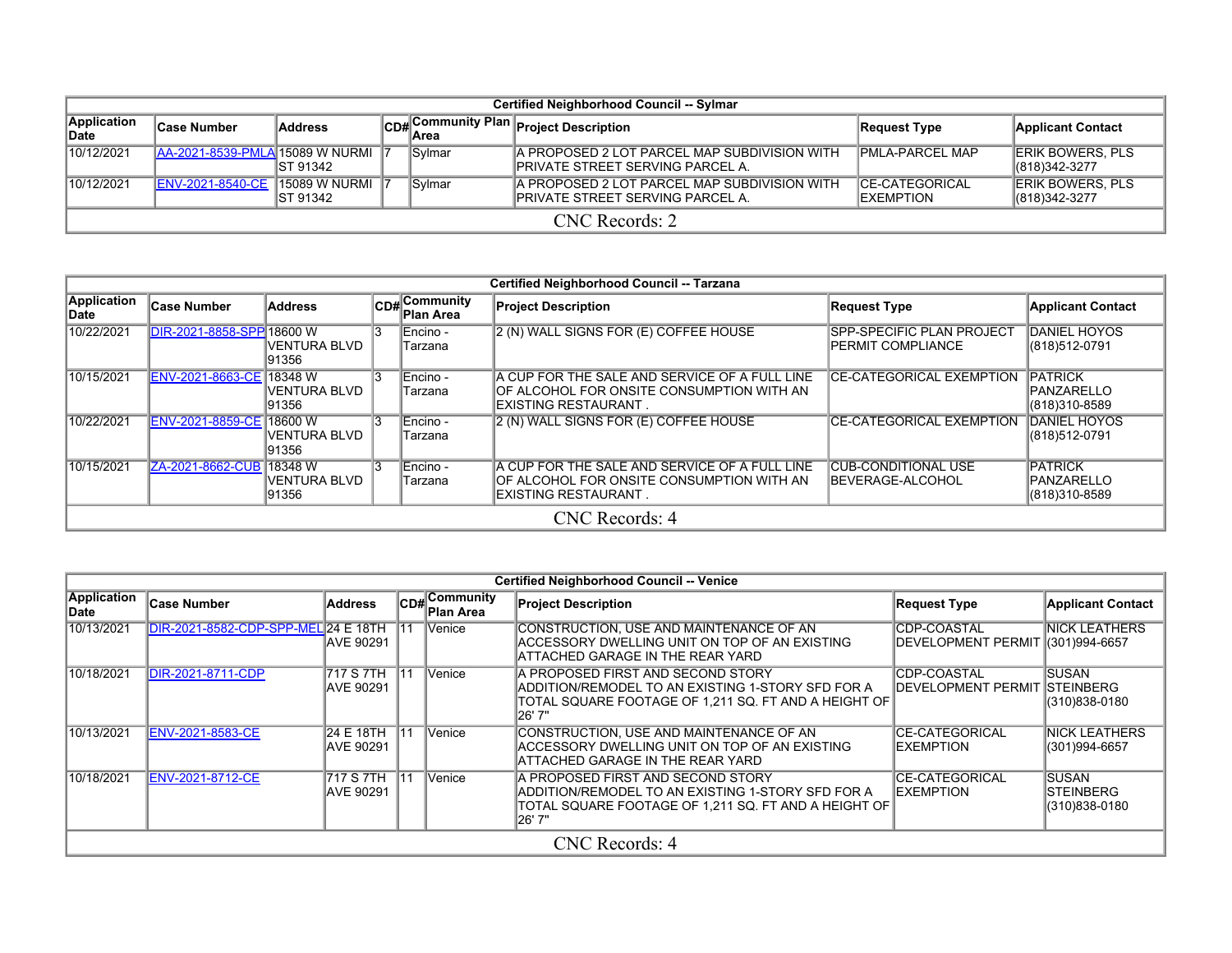| Certified Neighborhood Council -- Sylmar | | | | | | | |
|---|---|---|---|---|---|---|---|
| Application Date | Case Number | Address | CD# | Community Plan Area | Project Description | Request Type | Applicant Contact |
| 10/12/2021 | AA-2021-8539-PMLA | 15089 W NURMI ST 91342 | 7 | Sylmar | A PROPOSED 2 LOT PARCEL MAP SUBDIVISION WITH PRIVATE STREET SERVING PARCEL A. | PMLA-PARCEL MAP | ERIK BOWERS, PLS (818)342-3277 |
| 10/12/2021 | ENV-2021-8540-CE | 15089 W NURMI ST 91342 | 7 | Sylmar | A PROPOSED 2 LOT PARCEL MAP SUBDIVISION WITH PRIVATE STREET SERVING PARCEL A. | CE-CATEGORICAL EXEMPTION | ERIK BOWERS, PLS (818)342-3277 |
| CNC Records: 2 | | | | | | | |

| Certified Neighborhood Council -- Tarzana | | | | | | | |
|---|---|---|---|---|---|---|---|
| Application Date | Case Number | Address | CD# | Community Plan Area | Project Description | Request Type | Applicant Contact |
| 10/22/2021 | DIR-2021-8858-SPP | 18600 W VENTURA BLVD 91356 | 3 | Encino - Tarzana | 2 (N) WALL SIGNS FOR (E) COFFEE HOUSE | SPP-SPECIFIC PLAN PROJECT PERMIT COMPLIANCE | DANIEL HOYOS (818)512-0791 |
| 10/15/2021 | ENV-2021-8663-CE | 18348 W VENTURA BLVD 91356 | 3 | Encino - Tarzana | A CUP FOR THE SALE AND SERVICE OF A FULL LINE OF ALCOHOL FOR ONSITE CONSUMPTION WITH AN EXISTING RESTAURANT . | CE-CATEGORICAL EXEMPTION | PATRICK PANZARELLO (818)310-8589 |
| 10/22/2021 | ENV-2021-8859-CE | 18600 W VENTURA BLVD 91356 | 3 | Encino - Tarzana | 2 (N) WALL SIGNS FOR (E) COFFEE HOUSE | CE-CATEGORICAL EXEMPTION | DANIEL HOYOS (818)512-0791 |
| 10/15/2021 | ZA-2021-8662-CUB | 18348 W VENTURA BLVD 91356 | 3 | Encino - Tarzana | A CUP FOR THE SALE AND SERVICE OF A FULL LINE OF ALCOHOL FOR ONSITE CONSUMPTION WITH AN EXISTING RESTAURANT . | CUB-CONDITIONAL USE BEVERAGE-ALCOHOL | PATRICK PANZARELLO (818)310-8589 |
| CNC Records: 4 | | | | | | | |

| Certified Neighborhood Council -- Venice | | | | | | | |
|---|---|---|---|---|---|---|---|
| Application Date | Case Number | Address | CD# | Community Plan Area | Project Description | Request Type | Applicant Contact |
| 10/13/2021 | DIR-2021-8582-CDP-SPP-MEL | 24 E 18TH AVE 90291 | 11 | Venice | CONSTRUCTION, USE AND MAINTENANCE OF AN ACCESSORY DWELLING UNIT ON TOP OF AN EXISTING ATTACHED GARAGE IN THE REAR YARD | CDP-COASTAL DEVELOPMENT PERMIT | NICK LEATHERS (301)994-6657 |
| 10/18/2021 | DIR-2021-8711-CDP | 717 S 7TH AVE 90291 | 11 | Venice | A PROPOSED FIRST AND SECOND STORY ADDITION/REMODEL TO AN EXISTING 1-STORY SFD FOR A TOTAL SQUARE FOOTAGE OF 1,211 SQ. FT AND A HEIGHT OF 26' 7" | CDP-COASTAL DEVELOPMENT PERMIT | SUSAN STEINBERG (310)838-0180 |
| 10/13/2021 | ENV-2021-8583-CE | 24 E 18TH AVE 90291 | 11 | Venice | CONSTRUCTION, USE AND MAINTENANCE OF AN ACCESSORY DWELLING UNIT ON TOP OF AN EXISTING ATTACHED GARAGE IN THE REAR YARD | CE-CATEGORICAL EXEMPTION | NICK LEATHERS (301)994-6657 |
| 10/18/2021 | ENV-2021-8712-CE | 717 S 7TH AVE 90291 | 11 | Venice | A PROPOSED FIRST AND SECOND STORY ADDITION/REMODEL TO AN EXISTING 1-STORY SFD FOR A TOTAL SQUARE FOOTAGE OF 1,211 SQ. FT AND A HEIGHT OF 26' 7" | CE-CATEGORICAL EXEMPTION | SUSAN STEINBERG (310)838-0180 |
| CNC Records: 4 | | | | | | | |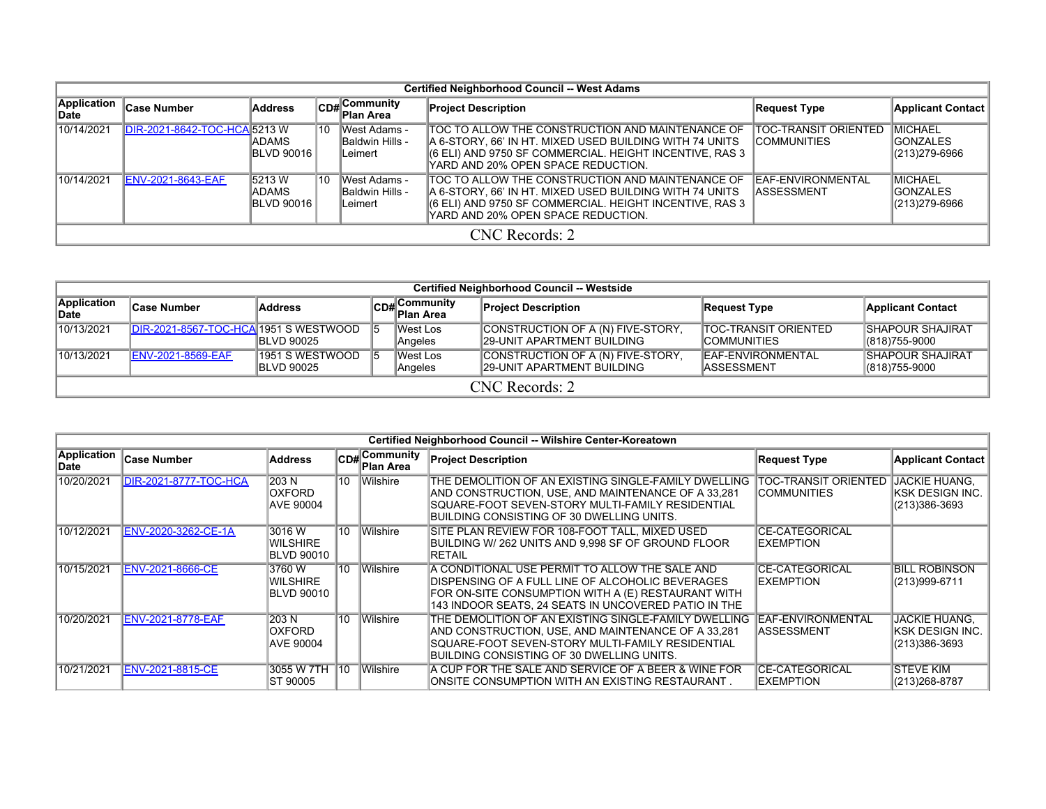| Certified Neighborhood Council -- West Adams | | | | | | | |
|---|---|---|---|---|---|---|---|
| Application Date | Case Number | Address | CD# | Community Plan Area | Project Description | Request Type | Applicant Contact |
| 10/14/2021 | DIR-2021-8642-TOC-HCA | 5213 W ADAMS BLVD 90016 | 10 | West Adams - Baldwin Hills - Leimert | TOC TO ALLOW THE CONSTRUCTION AND MAINTENANCE OF A 6-STORY, 66' IN HT. MIXED USED BUILDING WITH 74 UNITS (6 ELI) AND 9750 SF COMMERCIAL. HEIGHT INCENTIVE, RAS 3 YARD AND 20% OPEN SPACE REDUCTION. | TOC-TRANSIT ORIENTED COMMUNITIES | MICHAEL GONZALES (213)279-6966 |
| 10/14/2021 | ENV-2021-8643-EAF | 5213 W ADAMS BLVD 90016 | 10 | West Adams - Baldwin Hills - Leimert | TOC TO ALLOW THE CONSTRUCTION AND MAINTENANCE OF A 6-STORY, 66' IN HT. MIXED USED BUILDING WITH 74 UNITS (6 ELI) AND 9750 SF COMMERCIAL. HEIGHT INCENTIVE, RAS 3 YARD AND 20% OPEN SPACE REDUCTION. | EAF-ENVIRONMENTAL ASSESSMENT | MICHAEL GONZALES (213)279-6966 |
| CNC Records: 2 | | | | | | | |

| Certified Neighborhood Council -- Westside | | | | | | | |
|---|---|---|---|---|---|---|---|
| Application Date | Case Number | Address | CD# | Community Plan Area | Project Description | Request Type | Applicant Contact |
| 10/13/2021 | DIR-2021-8567-TOC-HCA | 1951 S WESTWOOD BLVD 90025 | 5 | West Los Angeles | CONSTRUCTION OF A (N) FIVE-STORY, 29-UNIT APARTMENT BUILDING | TOC-TRANSIT ORIENTED COMMUNITIES | SHAPOUR SHAJIRAT (818)755-9000 |
| 10/13/2021 | ENV-2021-8569-EAF | 1951 S WESTWOOD BLVD 90025 | 5 | West Los Angeles | CONSTRUCTION OF A (N) FIVE-STORY, 29-UNIT APARTMENT BUILDING | EAF-ENVIRONMENTAL ASSESSMENT | SHAPOUR SHAJIRAT (818)755-9000 |
| CNC Records: 2 | | | | | | | |

| Certified Neighborhood Council -- Wilshire Center-Koreatown | | | | | | | |
|---|---|---|---|---|---|---|---|
| Application Date | Case Number | Address | CD# | Community Plan Area | Project Description | Request Type | Applicant Contact |
| 10/20/2021 | DIR-2021-8777-TOC-HCA | 203 N OXFORD AVE 90004 | 10 | Wilshire | THE DEMOLITION OF AN EXISTING SINGLE-FAMILY DWELLING AND CONSTRUCTION, USE, AND MAINTENANCE OF A 33,281 SQUARE-FOOT SEVEN-STORY MULTI-FAMILY RESIDENTIAL BUILDING CONSISTING OF 30 DWELLING UNITS. | TOC-TRANSIT ORIENTED COMMUNITIES | JACKIE HUANG, KSK DESIGN INC. (213)386-3693 |
| 10/12/2021 | ENV-2020-3262-CE-1A | 3016 W WILSHIRE BLVD 90010 | 10 | Wilshire | SITE PLAN REVIEW FOR 108-FOOT TALL, MIXED USED BUILDING W/ 262 UNITS AND 9,998 SF OF GROUND FLOOR RETAIL | CE-CATEGORICAL EXEMPTION | |
| 10/15/2021 | ENV-2021-8666-CE | 3760 W WILSHIRE BLVD 90010 | 10 | Wilshire | A CONDITIONAL USE PERMIT TO ALLOW THE SALE AND DISPENSING OF A FULL LINE OF ALCOHOLIC BEVERAGES FOR ON-SITE CONSUMPTION WITH A (E) RESTAURANT WITH 143 INDOOR SEATS, 24 SEATS IN UNCOVERED PATIO IN THE | CE-CATEGORICAL EXEMPTION | BILL ROBINSON (213)999-6711 |
| 10/20/2021 | ENV-2021-8778-EAF | 203 N OXFORD AVE 90004 | 10 | Wilshire | THE DEMOLITION OF AN EXISTING SINGLE-FAMILY DWELLING AND CONSTRUCTION, USE, AND MAINTENANCE OF A 33,281 SQUARE-FOOT SEVEN-STORY MULTI-FAMILY RESIDENTIAL BUILDING CONSISTING OF 30 DWELLING UNITS. | EAF-ENVIRONMENTAL ASSESSMENT | JACKIE HUANG, KSK DESIGN INC. (213)386-3693 |
| 10/21/2021 | ENV-2021-8815-CE | 3055 W 7TH ST 90005 | 10 | Wilshire | A CUP FOR THE SALE AND SERVICE OF A BEER & WINE FOR ONSITE CONSUMPTION WITH AN EXISTING RESTAURANT . | CE-CATEGORICAL EXEMPTION | STEVE KIM (213)268-8787 |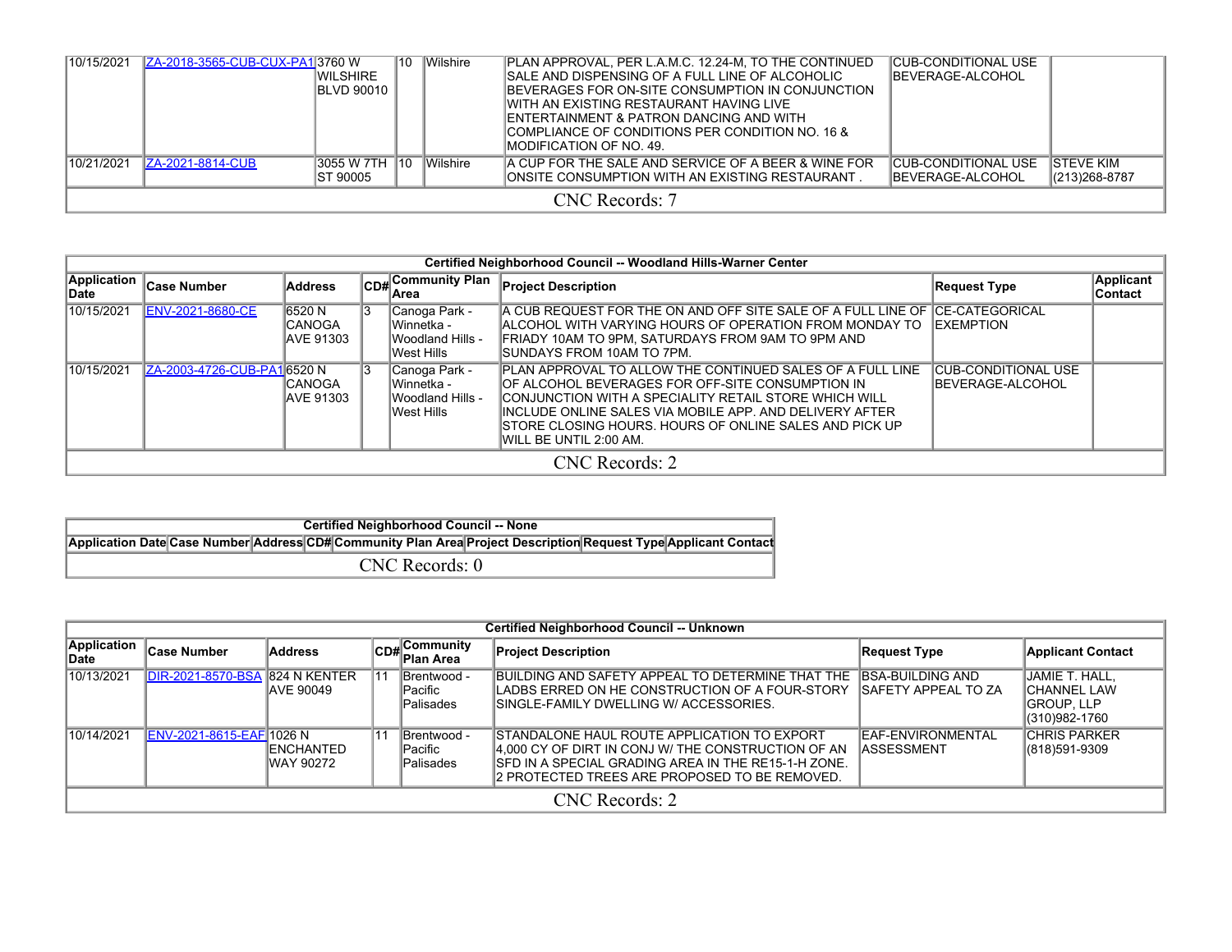| Application Date | Case Number | Address | CD# | Community Plan Area | Project Description | Request Type | Applicant Contact |
|---|---|---|---|---|---|---|---|
| 10/15/2021 | ZA-2018-3565-CUB-CUX-PA1 | 3760 W WILSHIRE BLVD 90010 | 10 | Wilshire | PLAN APPROVAL, PER L.A.M.C. 12.24-M, TO THE CONTINUED SALE AND DISPENSING OF A FULL LINE OF ALCOHOLIC BEVERAGES FOR ON-SITE CONSUMPTION IN CONJUNCTION WITH AN EXISTING RESTAURANT HAVING LIVE ENTERTAINMENT & PATRON DANCING AND WITH COMPLIANCE OF CONDITIONS PER CONDITION NO. 16 & MODIFICATION OF NO. 49. | CUB-CONDITIONAL USE BEVERAGE-ALCOHOL | |
| 10/21/2021 | ZA-2021-8814-CUB | 3055 W 7TH ST 90005 | 10 | Wilshire | A CUP FOR THE SALE AND SERVICE OF A BEER & WINE FOR ONSITE CONSUMPTION WITH AN EXISTING RESTAURANT . | CUB-CONDITIONAL USE BEVERAGE-ALCOHOL | STEVE KIM (213)268-8787 |
| CNC Records: 7 | | | | | | | |

| Certified Neighborhood Council -- Woodland Hills-Warner Center | | | | | | | |
|---|---|---|---|---|---|---|---|
| **Application Date** | **Case Number** | **Address** | **CD#** | **Community Plan Area** | **Project Description** | **Request Type** | **Applicant Contact** |
| 10/15/2021 | ENV-2021-8680-CE | 6520 N CANOGA AVE 91303 | 3 | Canoga Park - Winnetka - Woodland Hills - West Hills | A CUB REQUEST FOR THE ON AND OFF SITE SALE OF A FULL LINE OF ALCOHOL WITH VARYING HOURS OF OPERATION FROM MONDAY TO FRIADY 10AM TO 9PM, SATURDAYS FROM 9AM TO 9PM AND SUNDAYS FROM 10AM TO 7PM. | CE-CATEGORICAL EXEMPTION | |
| 10/15/2021 | ZA-2003-4726-CUB-PA1 | 6520 N CANOGA AVE 91303 | 3 | Canoga Park - Winnetka - Woodland Hills - West Hills | PLAN APPROVAL TO ALLOW THE CONTINUED SALES OF A FULL LINE OF ALCOHOL BEVERAGES FOR OFF-SITE CONSUMPTION IN CONJUNCTION WITH A SPECIALITY RETAIL STORE WHICH WILL INCLUDE ONLINE SALES VIA MOBILE APP. AND DELIVERY AFTER STORE CLOSING HOURS. HOURS OF ONLINE SALES AND PICK UP WILL BE UNTIL 2:00 AM. | CUB-CONDITIONAL USE BEVERAGE-ALCOHOL | |
| CNC Records: 2 | | | | | | | |

| Certified Neighborhood Council -- None | | | | | | | |
|---|---|---|---|---|---|---|---|
| **Application Date** | **Case Number** | **Address** | **CD#** | **Community Plan Area** | **Project Description** | **Request Type** | **Applicant Contact** |
| CNC Records: 0 | | | | | | | |

| Certified Neighborhood Council -- Unknown | | | | | | | |
|---|---|---|---|---|---|---|---|
| **Application Date** | **Case Number** | **Address** | **CD#** | **Community Plan Area** | **Project Description** | **Request Type** | **Applicant Contact** |
| 10/13/2021 | DIR-2021-8570-BSA | 824 N KENTER AVE 90049 | 11 | Brentwood - Pacific Palisades | BUILDING AND SAFETY APPEAL TO DETERMINE THAT THE LADBS ERRED ON HE CONSTRUCTION OF A FOUR-STORY SINGLE-FAMILY DWELLING W/ ACCESSORIES. | BSA-BUILDING AND SAFETY APPEAL TO ZA | JAMIE T. HALL, CHANNEL LAW GROUP, LLP (310)982-1760 |
| 10/14/2021 | ENV-2021-8615-EAF | 1026 N ENCHANTED WAY 90272 | 11 | Brentwood - Pacific Palisades | STANDALONE HAUL ROUTE APPLICATION TO EXPORT 4,000 CY OF DIRT IN CONJ W/ THE CONSTRUCTION OF AN SFD IN A SPECIAL GRADING AREA IN THE RE15-1-H ZONE. 2 PROTECTED TREES ARE PROPOSED TO BE REMOVED. | EAF-ENVIRONMENTAL ASSESSMENT | CHRIS PARKER (818)591-9309 |
| CNC Records: 2 | | | | | | | |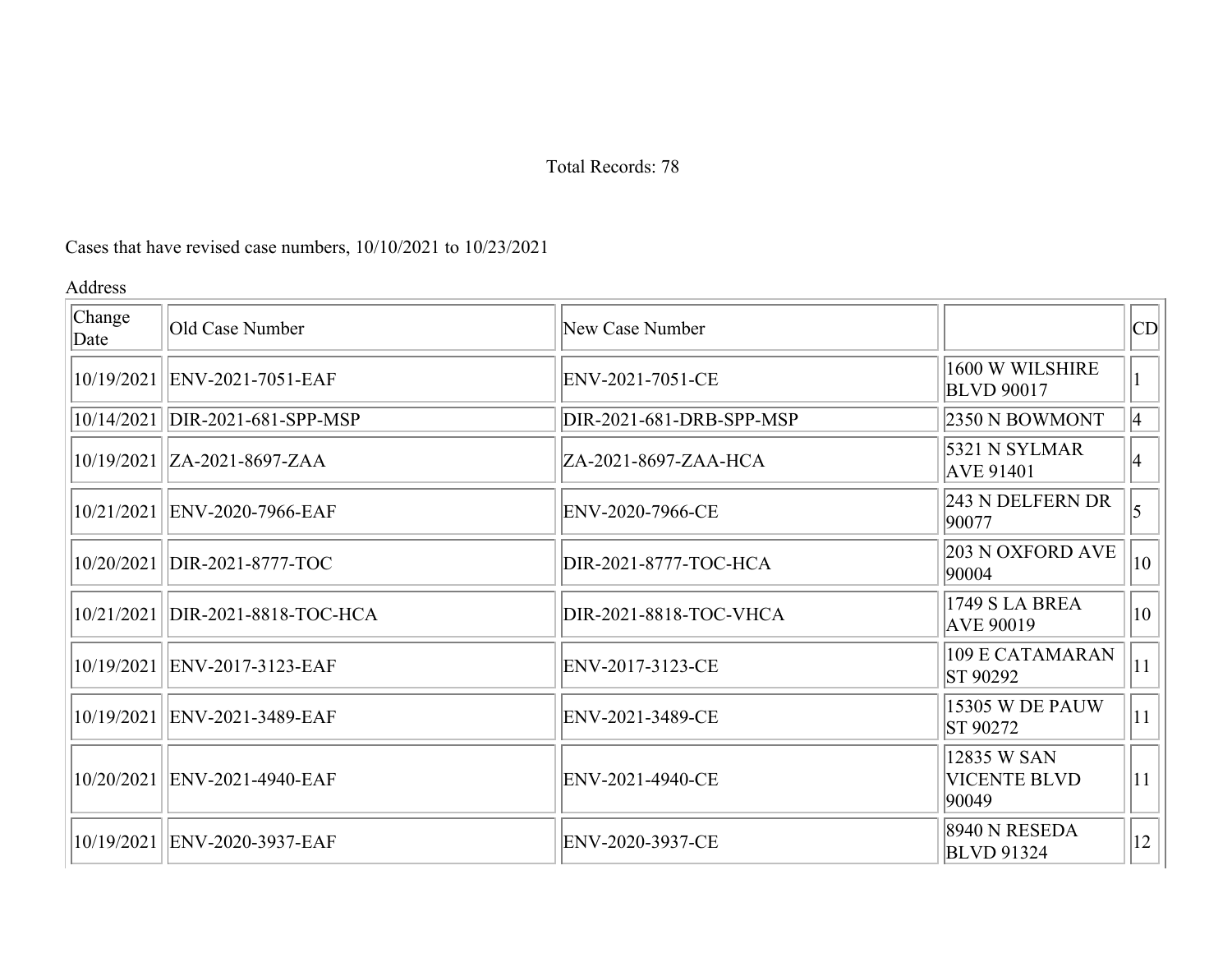Total Records: 78

Cases that have revised case numbers, 10/10/2021 to 10/23/2021

| Change Date | Old Case Number | New Case Number | Address | CD |
|---|---|---|---|---|
| 10/19/2021 | ENV-2021-7051-EAF | ENV-2021-7051-CE | 1600 W WILSHIRE BLVD 90017 | 1 |
| 10/14/2021 | DIR-2021-681-SPP-MSP | DIR-2021-681-DRB-SPP-MSP | 2350 N BOWMONT | 4 |
| 10/19/2021 | ZA-2021-8697-ZAA | ZA-2021-8697-ZAA-HCA | 5321 N SYLMAR AVE 91401 | 4 |
| 10/21/2021 | ENV-2020-7966-EAF | ENV-2020-7966-CE | 243 N DELFERN DR 90077 | 5 |
| 10/20/2021 | DIR-2021-8777-TOC | DIR-2021-8777-TOC-HCA | 203 N OXFORD AVE 90004 | 10 |
| 10/21/2021 | DIR-2021-8818-TOC-HCA | DIR-2021-8818-TOC-VHCA | 1749 S LA BREA AVE 90019 | 10 |
| 10/19/2021 | ENV-2017-3123-EAF | ENV-2017-3123-CE | 109 E CATAMARAN ST 90292 | 11 |
| 10/19/2021 | ENV-2021-3489-EAF | ENV-2021-3489-CE | 15305 W DE PAUW ST 90272 | 11 |
| 10/20/2021 | ENV-2021-4940-EAF | ENV-2021-4940-CE | 12835 W SAN VICENTE BLVD 90049 | 11 |
| 10/19/2021 | ENV-2020-3937-EAF | ENV-2020-3937-CE | 8940 N RESEDA BLVD 91324 | 12 |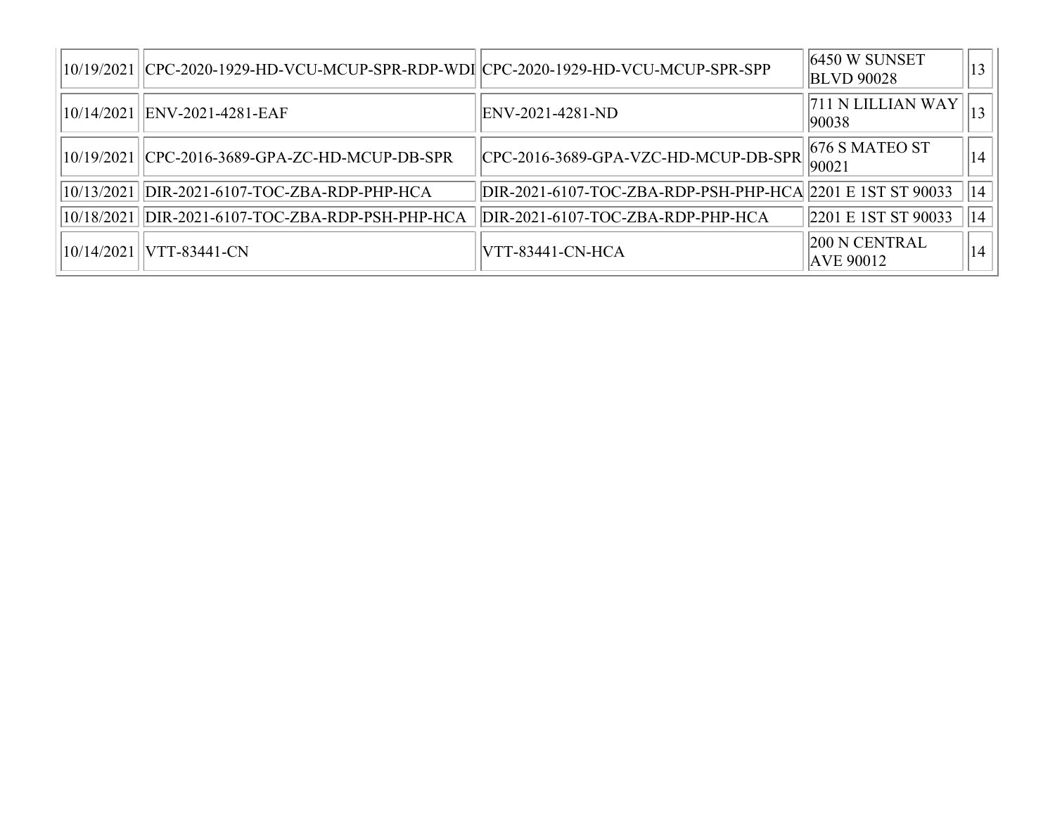| | | | | |
|---|---|---|---|---|
| 10/19/2021 | CPC-2020-1929-HD-VCU-MCUP-SPR-RDP-WDI | CPC-2020-1929-HD-VCU-MCUP-SPR-SPP | 6450 W SUNSET BLVD 90028 | 13 |
| 10/14/2021 | ENV-2021-4281-EAF | ENV-2021-4281-ND | 711 N LILLIAN WAY 90038 | 13 |
| 10/19/2021 | CPC-2016-3689-GPA-ZC-HD-MCUP-DB-SPR | CPC-2016-3689-GPA-VZC-HD-MCUP-DB-SPR | 676 S MATEO ST 90021 | 14 |
| 10/13/2021 | DIR-2021-6107-TOC-ZBA-RDP-PHP-HCA | DIR-2021-6107-TOC-ZBA-RDP-PSH-PHP-HCA | 2201 E 1ST ST 90033 | 14 |
| 10/18/2021 | DIR-2021-6107-TOC-ZBA-RDP-PSH-PHP-HCA | DIR-2021-6107-TOC-ZBA-RDP-PHP-HCA | 2201 E 1ST ST 90033 | 14 |
| 10/14/2021 | VTT-83441-CN | VTT-83441-CN-HCA | 200 N CENTRAL AVE 90012 | 14 |